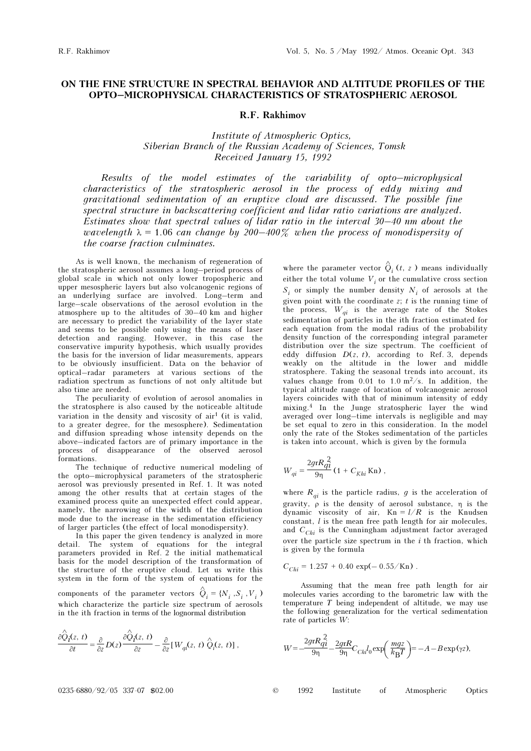# ON THE FINE STRUCTURE IN SPECTRAL BEHAVIOR AND ALTITUDE PROFILES OF THE OPTO–MICROPHYSICAL CHARACTERISTICS OF STRATOSPHERIC AEROSOL

**R.F. Rakhimov**

*Institute of Atmospheric Optics,*
*Siberian Branch of the Russian Academy of Sciences, Tomsk*
*Received January 15, 1992*

*Results of the model estimates of the variability of opto–microphysical characteristics of the stratospheric aerosol in the process of eddy mixing and gravitational sedimentation of an eruptive cloud are discussed. The possible fine spectral structure in backscattering coefficient and lidar ratio variations are analyzed. Estimates show that spectral values of lidar ratio in the interval 30–40 nm about the wavelength λ = 1.06 can change by 200–400% when the process of monodispersity of the coarse fraction culminates.*

As is well known, the mechanism of regeneration of the stratospheric aerosol assumes a long–period process of global scale in which not only lower tropospheric and upper mesospheric layers but also volcanogenic regions of an underlying surface are involved. Long–term and large–scale observations of the aerosol evolution in the atmosphere up to the altitudes of 30–40 km and higher are necessary to predict the variability of the layer state and seems to be possible only using the means of laser detection and ranging. However, in this case the conservative impurity hypothesis, which usually provides the basis for the inversion of lidar measurements, appears to be obviously insufficient. Data on the behavior of optical–radar parameters at various sections of the radiation spectrum as functions of not only altitude but also time are needed.

The peculiarity of evolution of aerosol anomalies in the stratosphere is also caused by the noticeable altitude variation in the density and viscosity of air[1] (it is valid, to a greater degree, for the mesosphere). Sedimentation and diffusion spreading whose intensity depends on the above–indicated factors are of primary importance in the process of disappearance of the observed aerosol formations.

The technique of reductive numerical modeling of the opto–microphysical parameters of the stratospheric aerosol was previously presented in Ref. 1. It was noted among the other results that at certain stages of the examined process quite an unexpected effect could appear, namely, the narrowing of the width of the distribution mode due to the increase in the sedimentation efficiency of larger particles (the effect of local monodispersity).

In this paper the given tendency is analyzed in more detail. The system of equations for the integral parameters provided in Ref. 2 the initial mathematical basis for the model description of the transformation of the structure of the eruptive cloud. Let us write this system in the form of the system of equations for the components of the parameter vectors $\hat{Q}_i = \{N_i, S_i, V_i\}$ which characterize the particle size spectrum of aerosols in the ith fraction in terms of the lognormal distribution

$$\frac{\partial \hat{Q}_i(z,t)}{\partial t} = \frac{\partial}{\partial z} D(z) \frac{\partial \hat{Q}_i(z,t)}{\partial z} - \frac{\partial}{\partial z}[W_{qi}(z,t)\, \hat{Q}_i(z,t)],$$

where the parameter vector $\hat{Q}_i(t, z)$ means individually either the total volume $V_i$ or the cumulative cross section $S_i$ or simply the number density $N_i$ of aerosols at the given point with the coordinate $z$; $t$ is the running time of the process, $W_{qi}$ is the average rate of the Stokes sedimentation of particles in the ith fraction estimated for each equation from the modal radius of the probability density function of the corresponding integral parameter distribution over the size spectrum. The coefficient of eddy diffusion $D(z, t)$, according to Ref. 3, depends weakly on the altitude in the lower and middle stratosphere. Taking the seasonal trends into account, its values change from 0.01 to 1.0 m$^2$/s. In addition, the typical altitude range of location of volcanogenic aerosol layers coincides with that of minimum intensity of eddy mixing.[4] In the Junge stratospheric layer the wind averaged over long–time intervals is negligible and may be set equal to zero in this consideration. In the model only the rate of the Stokes sedimentation of the particles is taken into account, which is given by the formula

$$W_{qi} = \frac{2g\rho R_{qi}^2}{9\eta}(1 + C_{Khi}\,\mathrm{Kn}),$$

where $R_{qi}$ is the particle radius, $g$ is the acceleration of gravity, $\rho$ is the density of aerosol substance, $\eta$ is the dynamic viscosity of air, $\mathrm{Kn} = l/R$ is the Knudsen constant, $l$ is the mean free path length for air molecules, and $C_{Chi}$ is the Cunningham adjustment factor averaged over the particle size spectrum in the $i$ th fraction, which is given by the formula

$$C_{Chi} = 1.257 + 0.40\exp(-0.55/\mathrm{Kn}).$$

Assuming that the mean free path length for air molecules varies according to the barometric law with the temperature $T$ being independent of altitude, we may use the following generalization for the vertical sedimentation rate of particles $W$:

$$W = -\frac{2g\rho R_{qi}^2}{9\eta} - \frac{2g\rho R_{qi}}{9\eta} C_{Chi} l_0 \exp\left(\frac{mgz}{k_B T}\right) = -A - B\exp(\gamma z),$$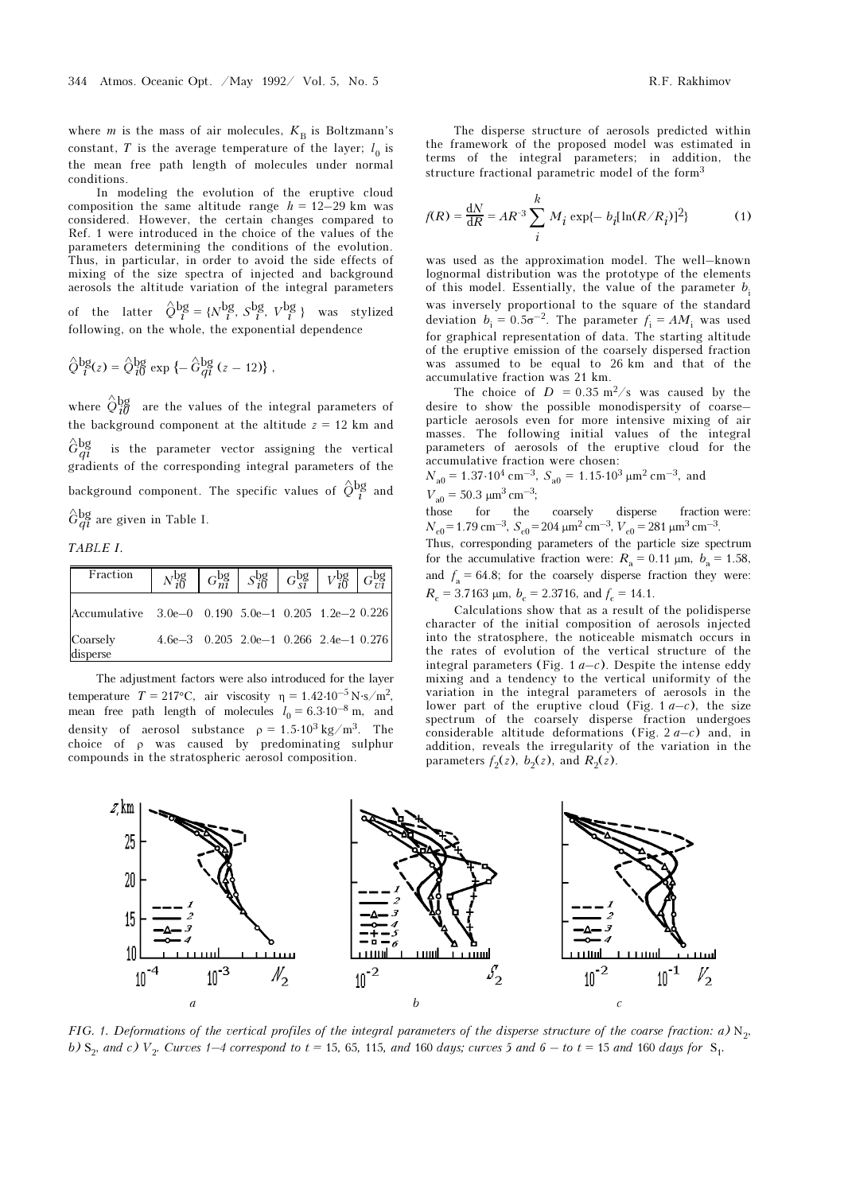where $m$ is the mass of air molecules, $K_B$ is Boltzmann's constant, $T$ is the average temperature of the layer; $l_0$ is the mean free path length of molecules under normal conditions.

In modeling the evolution of the eruptive cloud composition the same altitude range $h$ = 12–29 km was considered. However, the certain changes compared to Ref. 1 were introduced in the choice of the values of the parameters determining the conditions of the evolution. Thus, in particular, in order to avoid the side effects of mixing of the size spectra of injected and background aerosols the altitude variation of the integral parameters of the latter $\hat{Q}_i^{bg} = \{N_i^{bg}, S_i^{bg}, V_i^{bg}\}$ was stylized following, on the whole, the exponential dependence

$$\hat{Q}_i^{bg}(z) = \hat{Q}_{i0}^{bg} \exp\{-\hat{G}_{qi}^{bg}(z - 12)\},$$

where $\hat{Q}_{i0}^{bg}$ are the values of the integral parameters of the background component at the altitude $z$ = 12 km and $\hat{G}_{qi}^{bg}$ is the parameter vector assigning the vertical gradients of the corresponding integral parameters of the background component. The specific values of $\hat{Q}_i^{bg}$ and $\hat{G}_{qi}^{bg}$ are given in Table I.

*TABLE I.*

| Fraction | $N_{i0}^{bg}$ | $G_{ni}^{bg}$ | $S_{i0}^{bg}$ | $G_{si}^{bg}$ | $V_{i0}^{bg}$ | $G_{vi}^{bg}$ |
|---|---|---|---|---|---|---|
| Accumulative | 3.0e–0 | 0.190 | 5.0e–1 | 0.205 | 1.2e–2 | 0.226 |
| Coarsely disperse | 4.6e–3 | 0.205 | 2.0e–1 | 0.266 | 2.4e–1 | 0.276 |

The adjustment factors were also introduced for the layer temperature $T$ = 217°C, air viscosity $\eta = 1.42\cdot10^{-5}$ N·s/m$^2$, mean free path length of molecules $l_0 = 6.3\cdot10^{-8}$ m, and density of aerosol substance $\rho = 1.5\cdot10^3$ kg/m$^3$. The choice of $\rho$ was caused by predominating sulphur compounds in the stratospheric aerosol composition.

The disperse structure of aerosols predicted within the framework of the proposed model was estimated in terms of the integral parameters; in addition, the structure fractional parametric model of the form[3]

$$f(R) = \frac{dN}{dR} = AR^{-3} \sum_{i}^{k} M_i \exp\{-b_i[\ln(R/R_i)]^2\} \qquad (1)$$

was used as the approximation model. The well–known lognormal distribution was the prototype of the elements of this model. Essentially, the value of the parameter $b_i$ was inversely proportional to the square of the standard deviation $b_i = 0.5\sigma^{-2}$. The parameter $f_i = AM_i$ was used for graphical representation of data. The starting altitude of the eruptive emission of the coarsely dispersed fraction was assumed to be equal to 26 km and that of the accumulative fraction was 21 km.

The choice of $D$ = 0.35 m$^2$/s was caused by the desire to show the possible monodispersity of coarse–particle aerosols even for more intensive mixing of air masses. The following initial values of the integral parameters of aerosols of the eruptive cloud for the accumulative fraction were chosen:

$N_{a0} = 1.37\cdot10^4$ cm$^{-3}$, $S_{a0} = 1.15\cdot10^3$ μm$^2$ cm$^{-3}$, and $V_{a0} = 50.3$ μm$^3$ cm$^{-3}$;

those for the coarsely disperse fraction were: $N_{c0} = 1.79$ cm$^{-3}$, $S_{c0} = 204$ μm$^2$ cm$^{-3}$, $V_{c0} = 281$ μm$^3$ cm$^{-3}$.

Thus, corresponding parameters of the particle size spectrum for the accumulative fraction were: $R_a$ = 0.11 μm, $b_a$ = 1.58, and $f_a$ = 64.8; for the coarsely disperse fraction they were: $R_c$ = 3.7163 μm, $b_c$ = 2.3716, and $f_c$ = 14.1.

Calculations show that as a result of the polidisperse character of the initial composition of aerosols injected into the stratosphere, the noticeable mismatch occurs in the rates of evolution of the vertical structure of the integral parameters (Fig. 1 *a*–*c*). Despite the intense eddy mixing and a tendency to the vertical uniformity of the variation in the integral parameters of aerosols in the lower part of the eruptive cloud (Fig. 1 *a*–*c*), the size spectrum of the coarsely disperse fraction undergoes considerable altitude deformations (Fig. 2 *a*–*c*) and, in addition, reveals the irregularity of the variation in the parameters $f_2(z)$, $b_2(z)$, and $R_2(z)$.

*FIG. 1. Deformations of the vertical profiles of the integral parameters of the disperse structure of the coarse fraction: a)* $N_2$, *b)* $S_2$, *and c)* $V_2$. *Curves 1–4 correspond to t = 15, 65, 115, and 160 days; curves 5 and 6 – to t = 15 and 160 days for* $S_1$.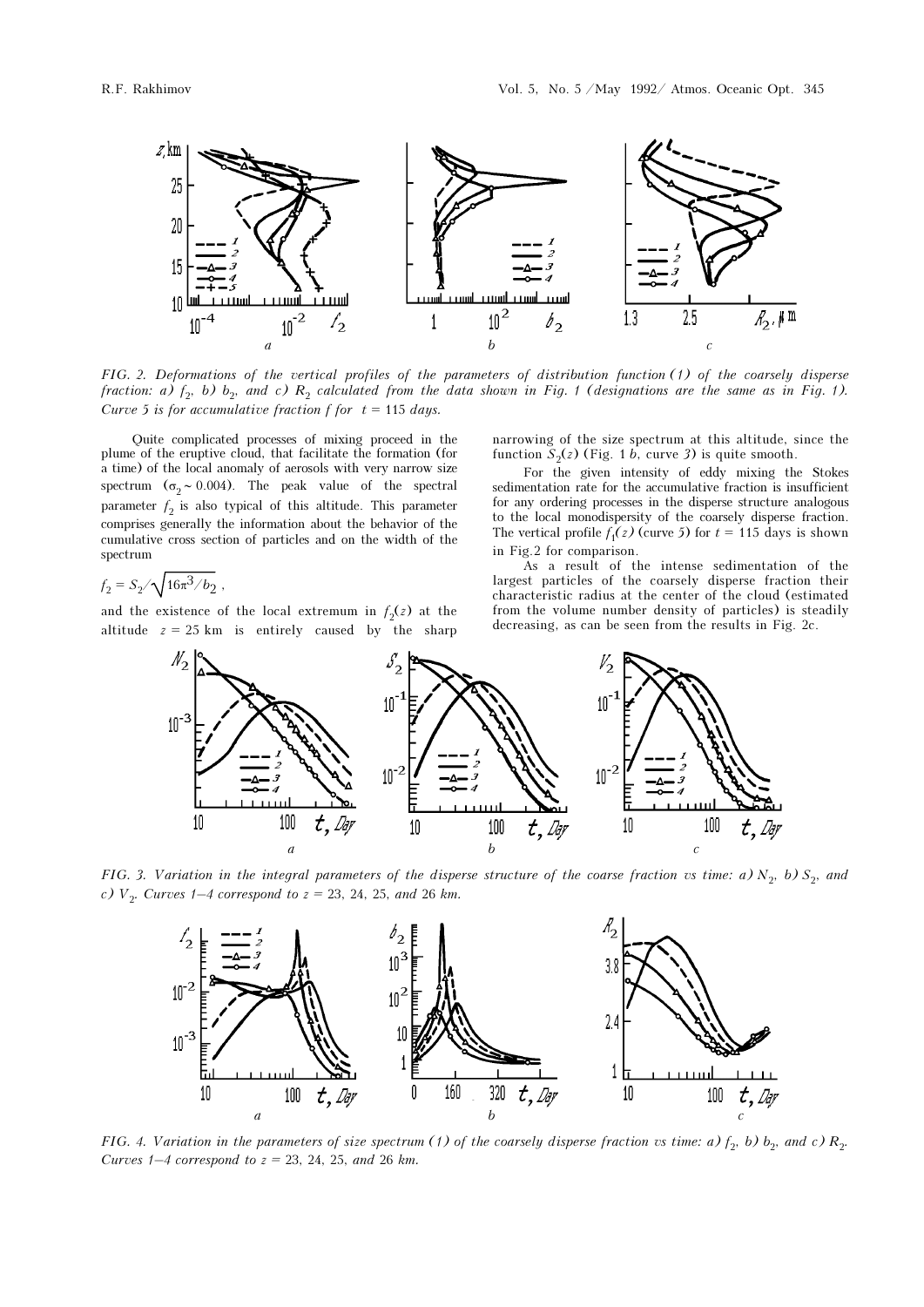FIG. 2. *Deformations of the vertical profiles of the parameters of distribution function (1) of the coarsely disperse fraction: a) $f_2$, b) $b_2$, and c) $R_2$ calculated from the data shown in Fig. 1 (designations are the same as in Fig. 1). Curve 5 is for accumulative fraction f for $t = 115$ days.*

Quite complicated processes of mixing proceed in the plume of the eruptive cloud, that facilitate the formation (for a time) of the local anomaly of aerosols with very narrow size spectrum ($\sigma_2 \sim 0.004$). The peak value of the spectral parameter $f_2$ is also typical of this altitude. This parameter comprises generally the information about the behavior of the cumulative cross section of particles and on the width of the spectrum

$$f_2 = S_2/\sqrt{16\pi^3/b_2}\ ,$$

and the existence of the local extremum in $f_2(z)$ at the altitude $z = 25$ km is entirely caused by the sharp narrowing of the size spectrum at this altitude, since the function $S_2(z)$ (Fig. 1 *b*, curve *3*) is quite smooth.

For the given intensity of eddy mixing the Stokes sedimentation rate for the accumulative fraction is insufficient for any ordering processes in the disperse structure analogous to the local monodispersity of the coarsely disperse fraction. The vertical profile $f_1(z)$ (curve *5*) for $t = 115$ days is shown in Fig.2 for comparison.

As a result of the intense sedimentation of the largest particles of the coarsely disperse fraction their characteristic radius at the center of the cloud (estimated from the volume number density of particles) is steadily decreasing, as can be seen from the results in Fig. 2c.

FIG. 3. *Variation in the integral parameters of the disperse structure of the coarse fraction vs time: a) $N_2$, b) $S_2$, and c) $V_2$. Curves 1–4 correspond to $z$ = 23, 24, 25, and 26 km.*

FIG. 4. *Variation in the parameters of size spectrum (1) of the coarsely disperse fraction vs time: a) $f_2$, b) $b_2$, and c) $R_2$. Curves 1–4 correspond to $z$ = 23, 24, 25, and 26 km.*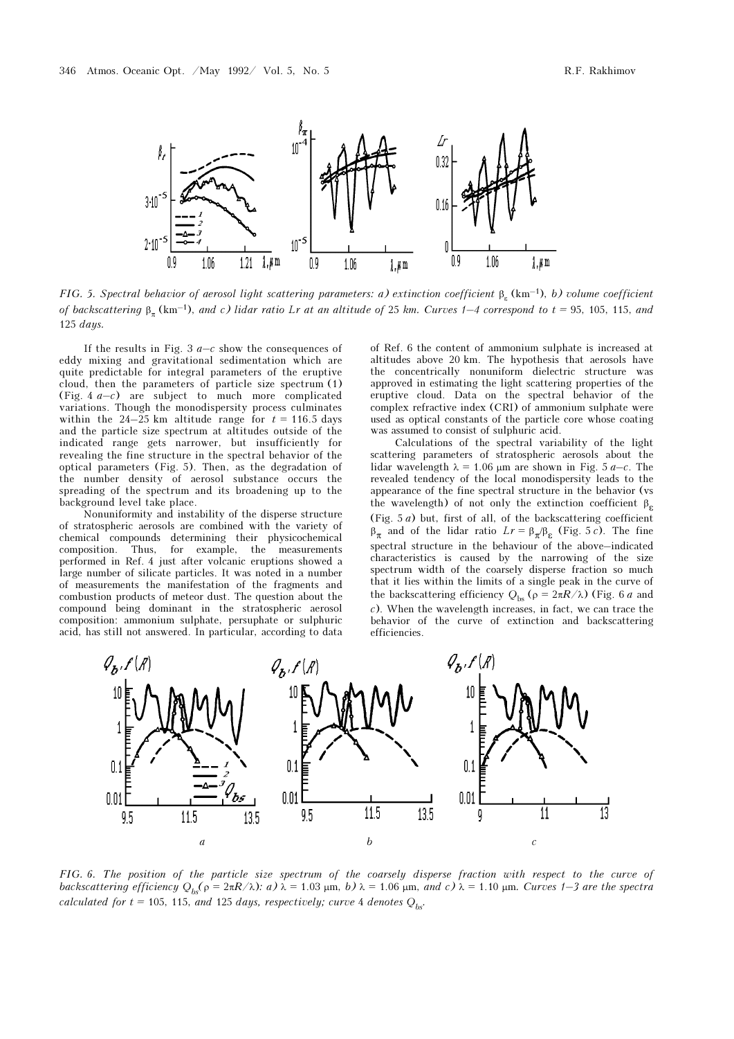FIG. 5. *Spectral behavior of aerosol light scattering parameters: a) extinction coefficient* $\beta_\varepsilon$ (km$^{-1}$), *b) volume coefficient of backscattering* $\beta_\pi$ (km$^{-1}$), *and c) lidar ratio Lr at an altitude of 25 km. Curves 1–4 correspond to t* = 95, 105, 115, *and* 125 *days.*

If the results in Fig. 3 *a–c* show the consequences of eddy mixing and gravitational sedimentation which are quite predictable for integral parameters of the eruptive cloud, then the parameters of particle size spectrum (1) (Fig. 4 *a–c*) are subject to much more complicated variations. Though the monodispersity process culminates within the 24–25 km altitude range for $t$ = 116.5 days and the particle size spectrum at altitudes outside of the indicated range gets narrower, but insufficiently for revealing the fine structure in the spectral behavior of the optical parameters (Fig. 5). Then, as the degradation of the number density of aerosol substance occurs the spreading of the spectrum and its broadening up to the background level take place.

Nonuniformity and instability of the disperse structure of stratospheric aerosols are combined with the variety of chemical compounds determining their physicochemical composition. Thus, for example, the measurements performed in Ref. 4 just after volcanic eruptions showed a large number of silicate particles. It was noted in a number of measurements the manifestation of the fragments and combustion products of meteor dust. The question about the compound being dominant in the stratospheric aerosol composition: ammonium sulphate, persuphate or sulphuric acid, has still not answered. In particular, according to data of Ref. 6 the content of ammonium sulphate is increased at altitudes above 20 km. The hypothesis that aerosols have the concentrically nonuniform dielectric structure was approved in estimating the light scattering properties of the eruptive cloud. Data on the spectral behavior of the complex refractive index (CRI) of ammonium sulphate were used as optical constants of the particle core whose coating was assumed to consist of sulphuric acid.

Calculations of the spectral variability of the light scattering parameters of stratospheric aerosols about the lidar wavelength $\lambda$ = 1.06 μm are shown in Fig. 5 *a–c*. The revealed tendency of the local monodispersity leads to the appearance of the fine spectral structure in the behavior (vs the wavelength) of not only the extinction coefficient $\beta_\varepsilon$ (Fig. 5 *a*) but, first of all, of the backscattering coefficient $\beta_\pi$ and of the lidar ratio $Lr = \beta_\pi/\beta_\varepsilon$ (Fig. 5 *c*). The fine spectral structure in the behaviour of the above–indicated characteristics is caused by the narrowing of the size spectrum width of the coarsely disperse fraction so much that it lies within the limits of a single peak in the curve of the backscattering efficiency $Q_{bs}$ ($\rho = 2\pi R/\lambda$) (Fig. 6 *a* and *c*). When the wavelength increases, in fact, we can trace the behavior of the curve of extinction and backscattering efficiencies.

FIG. 6. *The position of the particle size spectrum of the coarsely disperse fraction with respect to the curve of backscattering efficiency* $Q_{bs}(\rho = 2\pi R/\lambda)$*: a)* $\lambda$ = 1.03 μm, *b)* $\lambda$ = 1.06 μm, *and c)* $\lambda$ = 1.10 μm. *Curves 1–3 are the spectra calculated for t* = 105, 115, *and* 125 *days, respectively; curve* 4 *denotes* $Q_{bs}$.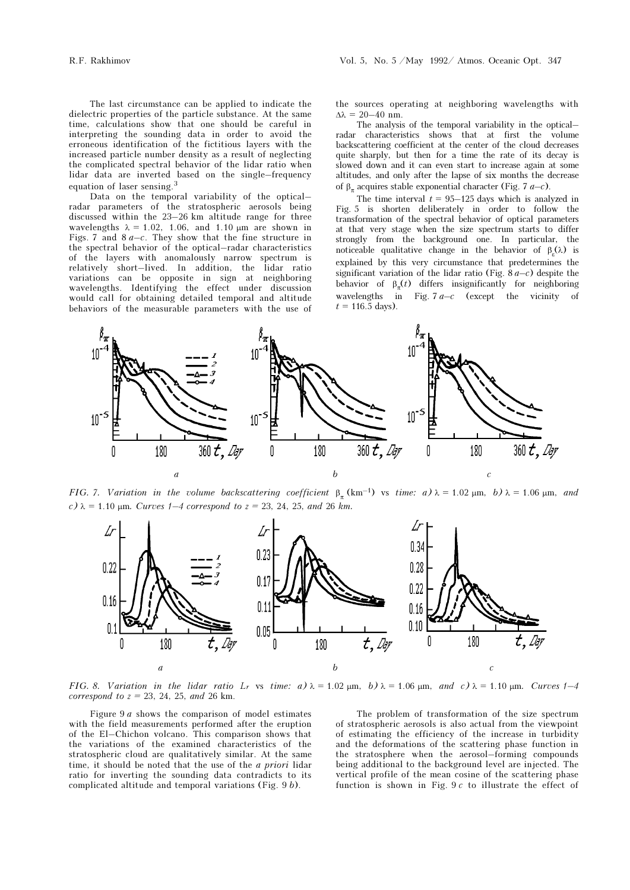The last circumstance can be applied to indicate the dielectric properties of the particle substance. At the same time, calculations show that one should be careful in interpreting the sounding data in order to avoid the erroneous identification of the fictitious layers with the increased particle number density as a result of neglecting the complicated spectral behavior of the lidar ratio when lidar data are inverted based on the single–frequency equation of laser sensing.[3]

Data on the temporal variability of the optical–radar parameters of the stratospheric aerosols being discussed within the 23–26 km altitude range for three wavelengths $\lambda$ = 1.02, 1.06, and 1.10 μm are shown in Figs. 7 and 8 *a–c*. They show that the fine structure in the spectral behavior of the optical–radar characteristics of the layers with anomalously narrow spectrum is relatively short–lived. In addition, the lidar ratio variations can be opposite in sign at neighboring wavelengths. Identifying the effect under discussion would call for obtaining detailed temporal and altitude behaviors of the measurable parameters with the use of the sources operating at neighboring wavelengths with $\Delta\lambda$ = 20–40 nm.

The analysis of the temporal variability in the optical–radar characteristics shows that at first the volume backscattering coefficient at the center of the cloud decreases quite sharply, but then for a time the rate of its decay is slowed down and it can even start to increase again at some altitudes, and only after the lapse of six months the decrease of $\beta_\pi$ acquires stable exponential character (Fig. 7 *a–c*).

The time interval $t$ = 95–125 days which is analyzed in Fig. 5 is shorten deliberately in order to follow the transformation of the spectral behavior of optical parameters at that very stage when the size spectrum starts to differ strongly from the background one. In particular, the noticeable qualitative change in the behavior of $\beta_\varepsilon(\lambda)$ is explained by this very circumstance that predetermines the significant variation of the lidar ratio (Fig. 8 *a–c*) despite the behavior of $\beta_\pi(t)$ differs insignificantly for neighboring wavelengths in Fig. 7 *a–c* (except the vicinity of $t$ = 116.5 days).

*FIG. 7. Variation in the volume backscattering coefficient* $\beta_\pi$ (km$^{-1}$) vs *time: a)* $\lambda$ = 1.02 μm, *b)* $\lambda$ = 1.06 μm, *and c)* $\lambda$ = 1.10 μm. *Curves 1–4 correspond to z* = 23, 24, 25, *and* 26 *km.*

*FIG. 8. Variation in the lidar ratio Lr* vs *time: a)* $\lambda$ = 1.02 μm, *b)* $\lambda$ = 1.06 μm, *and c)* $\lambda$ = 1.10 μm. *Curves 1–4 correspond to z* = 23, 24, 25, *and* 26 km.

Figure 9 *a* shows the comparison of model estimates with the field measurements performed after the eruption of the El–Chichon volcano. This comparison shows that the variations of the examined characteristics of the stratospheric cloud are qualitatively similar. At the same time, it should be noted that the use of the *a priori* lidar ratio for inverting the sounding data contradicts to its complicated altitude and temporal variations (Fig. 9 *b*).

The problem of transformation of the size spectrum of stratospheric aerosols is also actual from the viewpoint of estimating the efficiency of the increase in turbidity and the deformations of the scattering phase function in the stratosphere when the aerosol–forming compounds being additional to the background level are injected. The vertical profile of the mean cosine of the scattering phase function is shown in Fig. 9 *c* to illustrate the effect of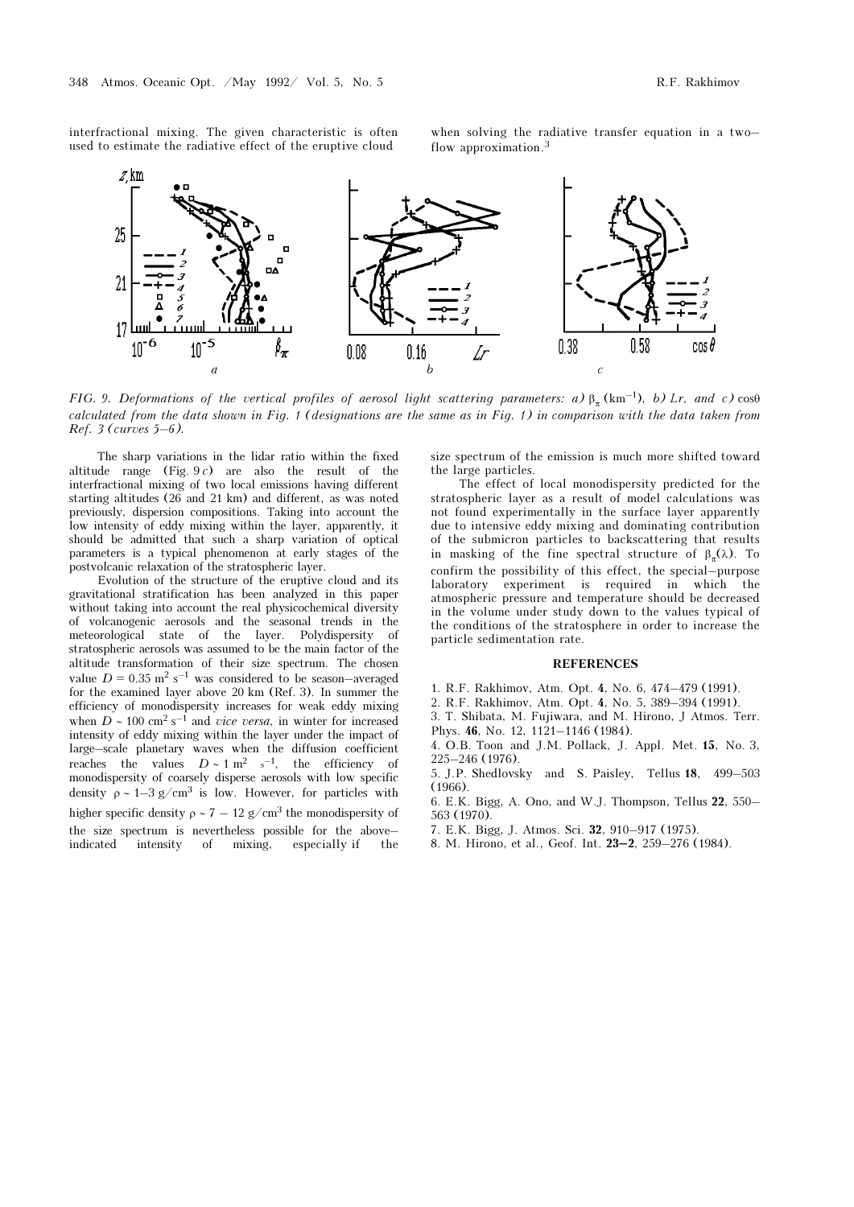interfractional mixing. The given characteristic is often used to estimate the radiative effect of the eruptive cloud when solving the radiative transfer equation in a two–flow approximation.[3]

z, km

25

21

17

$10^{-6}$ $10^{-5}$ $\beta_\pi$

a

0.08 0.16 Lr

b

0.38 0.58 cos θ

c

1 2 3 4 5 6 7

*FIG. 9. Deformations of the vertical profiles of aerosol light scattering parameters: a) $\beta_\pi$ ($km^{-1}$), b) Lr, and c) cosθ calculated from the data shown in Fig. 1 (designations are the same as in Fig. 1) in comparison with the data taken from Ref. 3 (curves 5–6).*

The sharp variations in the lidar ratio within the fixed altitude range (Fig. 9*c*) are also the result of the interfractional mixing of two local emissions having different starting altitudes (26 and 21 km) and different, as was noted previously, dispersion compositions. Taking into account the low intensity of eddy mixing within the layer, apparently, it should be admitted that such a sharp variation of optical parameters is a typical phenomenon at early stages of the postvolcanic relaxation of the stratospheric layer.

Evolution of the structure of the eruptive cloud and its gravitational stratification has been analyzed in this paper without taking into account the real physicochemical diversity of volcanogenic aerosols and the seasonal trends in the meteorological state of the layer. Polydispersity of stratospheric aerosols was assumed to be the main factor of the altitude transformation of their size spectrum. The chosen value $D = 0.35\ m^2\ s^{-1}$ was considered to be season–averaged for the examined layer above 20 km (Ref. 3). In summer the efficiency of monodispersity increases for weak eddy mixing when $D \sim 100\ cm^2\ s^{-1}$ and *vice versa*, in winter for increased intensity of eddy mixing within the layer under the impact of large–scale planetary waves when the diffusion coefficient reaches the values $D \sim 1\ m^2\ s^{-1}$, the efficiency of monodispersity of coarsely disperse aerosols with low specific density $\rho \sim 1–3\ g/cm^3$ is low. However, for particles with higher specific density $\rho \sim 7 - 12\ g/cm^3$ the monodispersity of the size spectrum is nevertheless possible for the above–indicated intensity of mixing, especially if the size spectrum of the emission is much more shifted toward the large particles.

The effect of local monodispersity predicted for the stratospheric layer as a result of model calculations was not found experimentally in the surface layer apparently due to intensive eddy mixing and dominating contribution of the submicron particles to backscattering that results in masking of the fine spectral structure of $\beta_\pi(\lambda)$. To confirm the possibility of this effect, the special–purpose laboratory experiment is required in which the atmospheric pressure and temperature should be decreased in the volume under study down to the values typical of the conditions of the stratosphere in order to increase the particle sedimentation rate.

## REFERENCES

1. R.F. Rakhimov, Atm. Opt. **4**, No. 6, 474–479 (1991).
2. R.F. Rakhimov, Atm. Opt. **4**, No. 5, 389–394 (1991).
3. T. Shibata, M. Fujiwara, and M. Hirono, J Atmos. Terr. Phys. **46**, No. 12, 1121–1146 (1984).
4. O.B. Toon and J.M. Pollack, J. Appl. Met. **15**, No. 3, 225–246 (1976).
5. J.P. Shedlovsky and S. Paisley, Tellus **18**, 499–503 (1966).
6. E.K. Bigg, A. Ono, and W.J. Thompson, Tellus **22**, 550–563 (1970).
7. E.K. Bigg, J. Atmos. Sci. **32**, 910–917 (1975).
8. M. Hirono, et al., Geof. Int. **23–2**, 259–276 (1984).